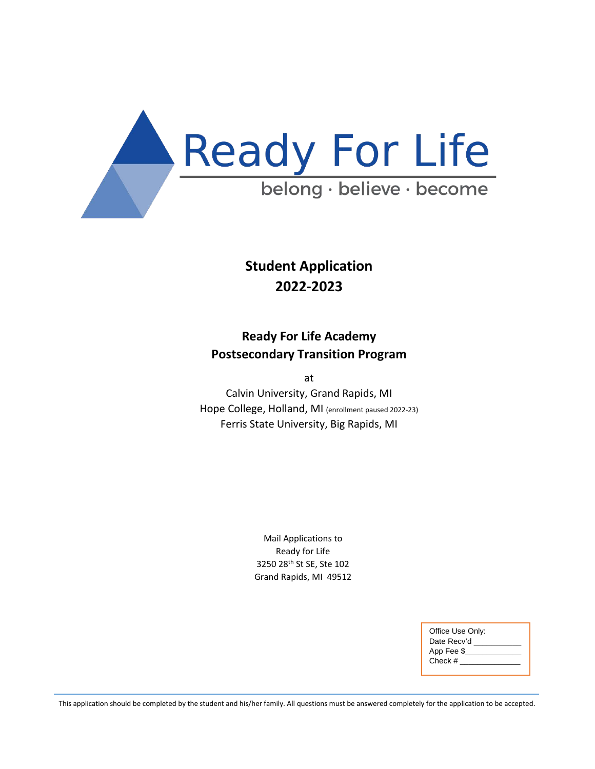# Ready For Life

belong · believe · become

## Student Application
## 2022-2023

### Ready For Life Academy
### Postsecondary Transition Program

at

Calvin University, Grand Rapids, MI
Hope College, Holland, MI (enrollment paused 2022-23)
Ferris State University, Big Rapids, MI

Mail Applications to
Ready for Life
3250 28th St SE, Ste 102
Grand Rapids, MI 49512

Office Use Only:
Date Recv'd ___________
App Fee $_____________
Check # ______________

This application should be completed by the student and his/her family. All questions must be answered completely for the application to be accepted.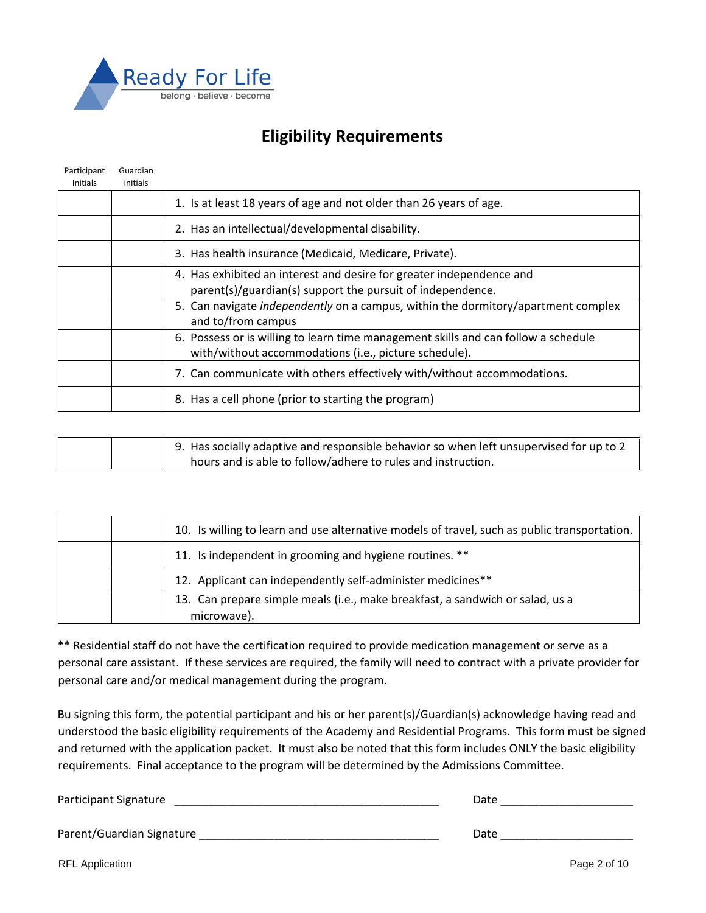Ready For Life
belong · believe · become

# Eligibility Requirements

| Participant Initials | Guardian initials | |
|---|---|---|
| | | 1. Is at least 18 years of age and not older than 26 years of age. |
| | | 2. Has an intellectual/developmental disability. |
| | | 3. Has health insurance (Medicaid, Medicare, Private). |
| | | 4. Has exhibited an interest and desire for greater independence and parent(s)/guardian(s) support the pursuit of independence. |
| | | 5. Can navigate *independently* on a campus, within the dormitory/apartment complex and to/from campus |
| | | 6. Possess or is willing to learn time management skills and can follow a schedule with/without accommodations (i.e., picture schedule). |
| | | 7. Can communicate with others effectively with/without accommodations. |
| | | 8. Has a cell phone (prior to starting the program) |
| | | 9. Has socially adaptive and responsible behavior so when left unsupervised for up to 2 hours and is able to follow/adhere to rules and instruction. |
| | | 10. Is willing to learn and use alternative models of travel, such as public transportation. |
| | | 11. Is independent in grooming and hygiene routines. ** |
| | | 12. Applicant can independently self-administer medicines** |
| | | 13. Can prepare simple meals (i.e., make breakfast, a sandwich or salad, us a microwave). |

** Residential staff do not have the certification required to provide medication management or serve as a personal care assistant. If these services are required, the family will need to contract with a private provider for personal care and/or medical management during the program.

Bu signing this form, the potential participant and his or her parent(s)/Guardian(s) acknowledge having read and understood the basic eligibility requirements of the Academy and Residential Programs. This form must be signed and returned with the application packet. It must also be noted that this form includes ONLY the basic eligibility requirements. Final acceptance to the program will be determined by the Admissions Committee.

Participant Signature ________________________________________ Date ____________________

Parent/Guardian Signature ____________________________________ Date ____________________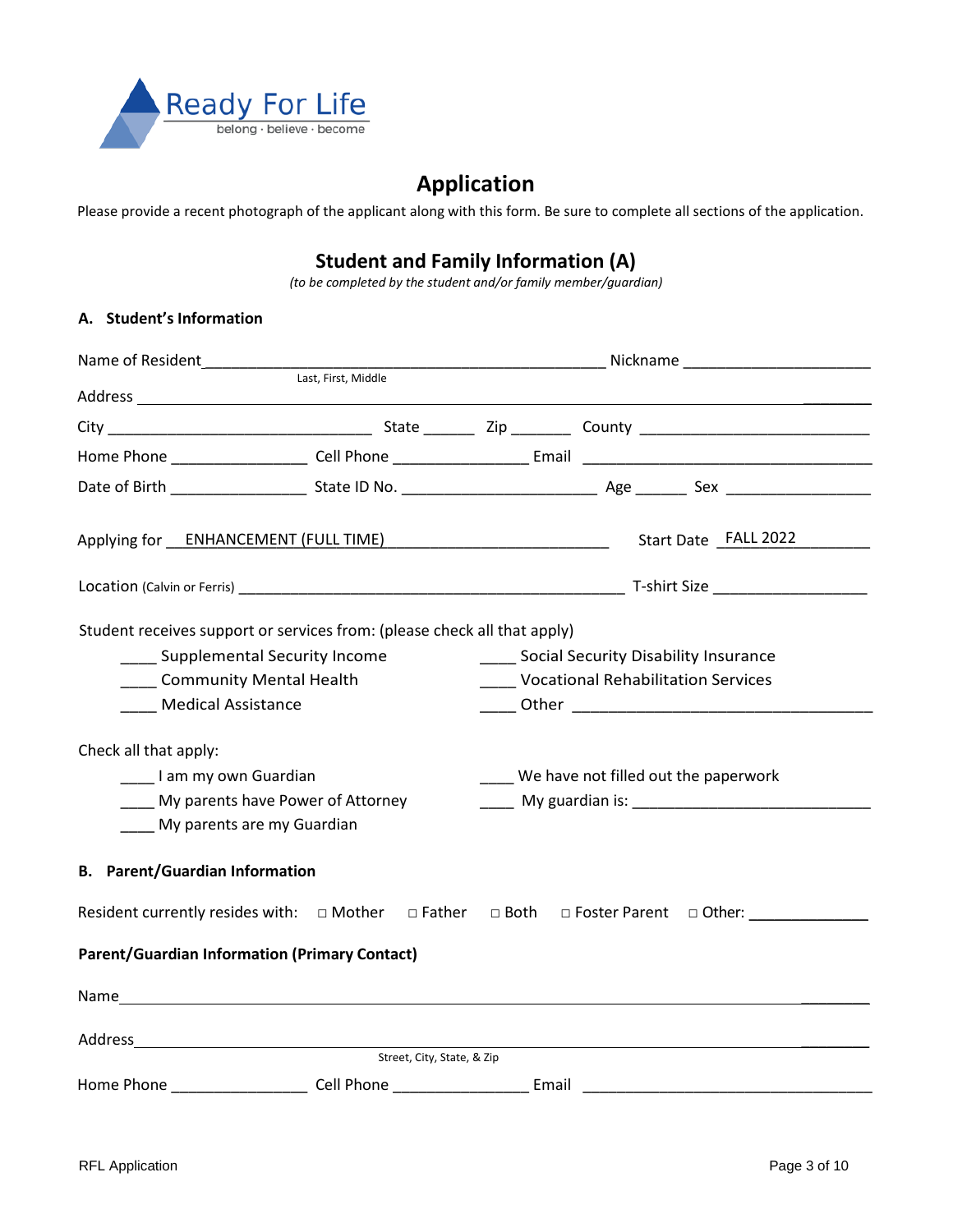Ready For Life
belong · believe · become

# Application

Please provide a recent photograph of the applicant along with this form. Be sure to complete all sections of the application.

## Student and Family Information (A)

*(to be completed by the student and/or family member/guardian)*

### A. Student's Information

Name of Resident_______________________________________________ Nickname ______________________
Last, First, Middle

Address ____________________________________________________________________________

City ______________________________ State ______ Zip _______ County ___________________________

Home Phone ________________ Cell Phone ________________ Email __________________________________

Date of Birth ________________ State ID No. _______________________ Age ______ Sex _________________

Applying for ENHANCEMENT (FULL TIME) Start Date FALL 2022

Location (Calvin or Ferris) _____________________________________________ T-shirt Size _________________

Student receives support or services from: (please check all that apply)

- ____ Supplemental Security Income
- ____ Social Security Disability Insurance
- ____ Community Mental Health
- ____ Vocational Rehabilitation Services
- ____ Medical Assistance
- ____ Other __________________________________

Check all that apply:

- ____ I am my own Guardian
- ____ We have not filled out the paperwork
- ____ My parents have Power of Attorney
- ____ My guardian is: ____________________________
- ____ My parents are my Guardian

### B. Parent/Guardian Information

Resident currently resides with: □ Mother □ Father □ Both □ Foster Parent □ Other: ______________

**Parent/Guardian Information (Primary Contact)**

Name____________________________________________________________________________

Address__________________________________________________________________________
Street, City, State, & Zip

Home Phone ________________ Cell Phone ________________ Email __________________________________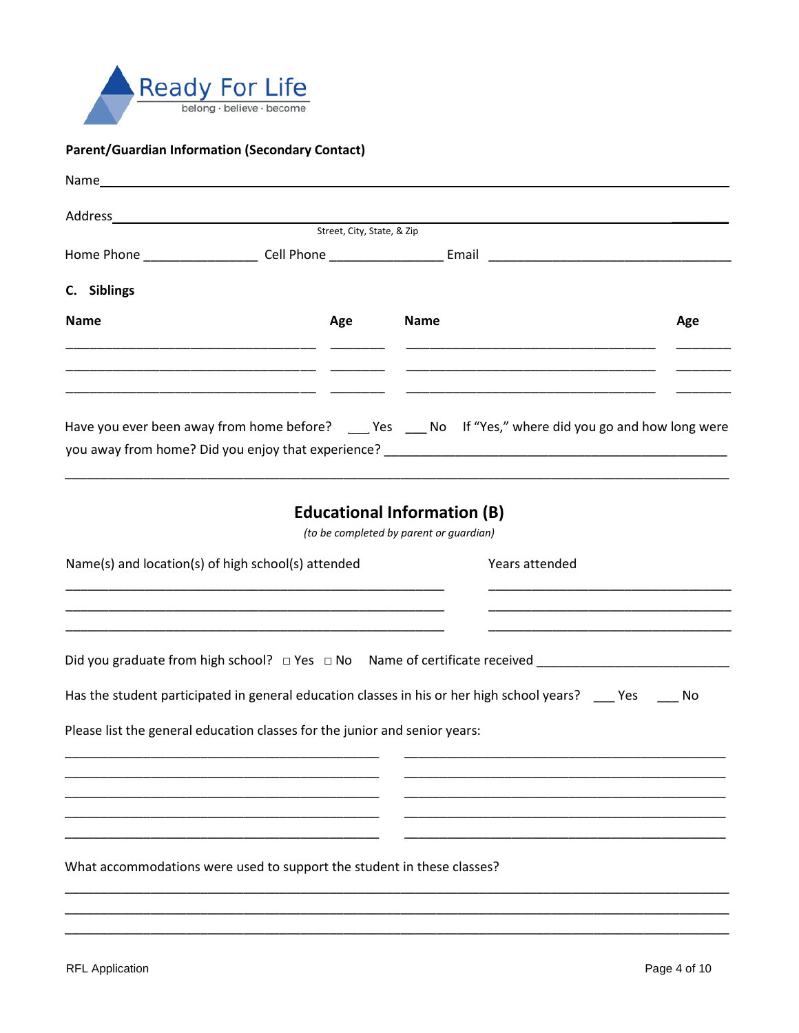Ready For Life
belong · believe · become

**Parent/Guardian Information (Secondary Contact)**

Name________________________________________________________________________

Address______________________________________________________________________
Street, City, State, & Zip

Home Phone ________________ Cell Phone ________________ Email ____________________________________

**C. Siblings**

| Name | Age | Name | Age |
|---|---|---|---|
| | | | |
| | | | |
| | | | |

Have you ever been away from home before? ___ Yes ___ No If "Yes," where did you go and how long were you away from home? Did you enjoy that experience? ________________________________________________

____________________________________________________________________________________

## Educational Information (B)

*(to be completed by parent or guardian)*

| Name(s) and location(s) of high school(s) attended | Years attended |
|---|---|
| | |
| | |
| | |

Did you graduate from high school? □ Yes □ No Name of certificate received ___________________________

Has the student participated in general education classes in his or her high school years? ___ Yes ___ No

Please list the general education classes for the junior and senior years:

| | |
|---|---|
| | |
| | |
| | |
| | |
| | |

What accommodations were used to support the student in these classes?

____________________________________________________________________________________

____________________________________________________________________________________

____________________________________________________________________________________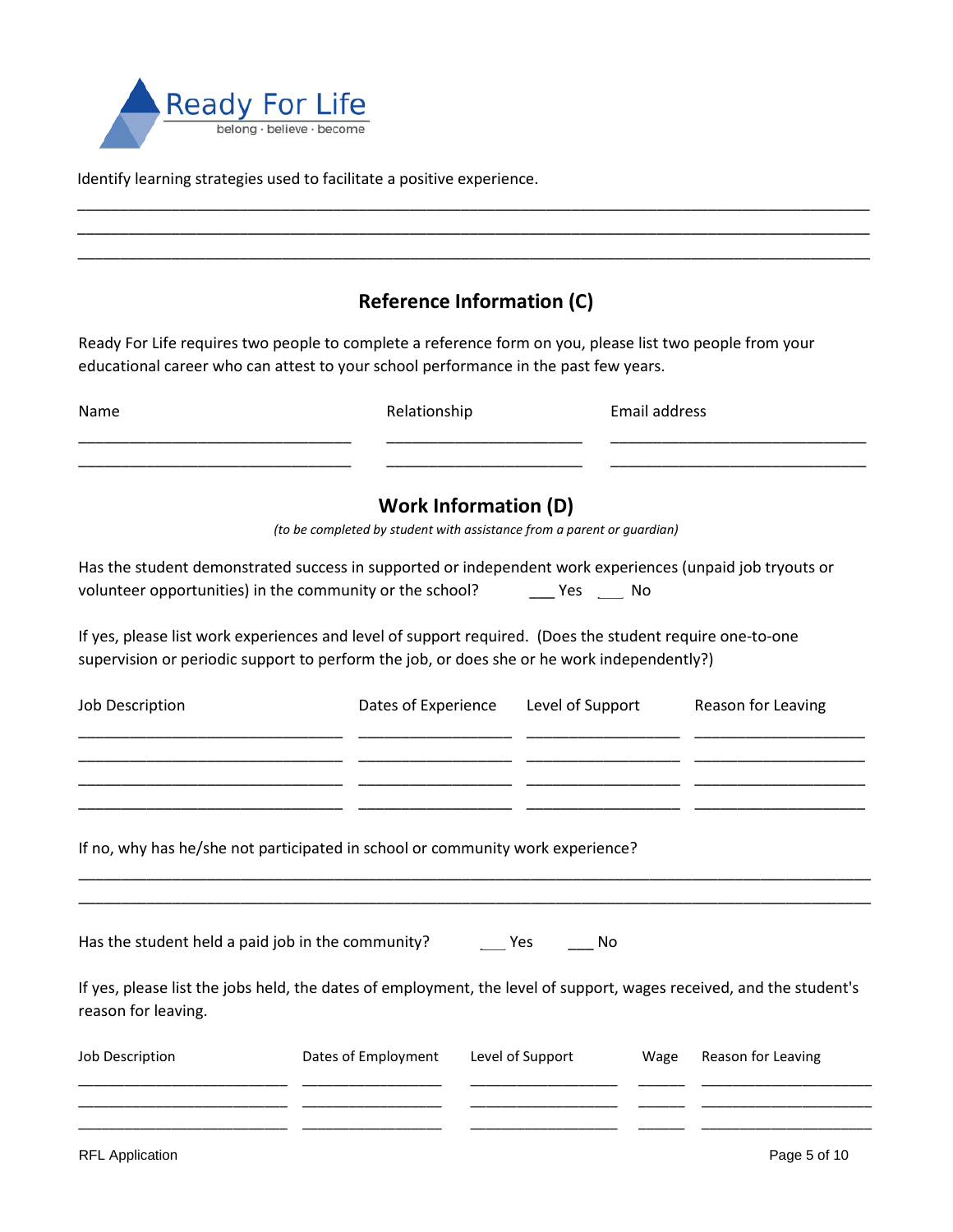Identify learning strategies used to facilitate a positive experience.

\_\_\_\_\_\_\_\_\_\_\_\_\_\_\_\_\_\_\_\_\_\_\_\_\_\_\_\_\_\_\_\_\_\_\_\_\_\_\_\_\_\_\_\_\_\_\_\_\_\_\_\_\_\_\_\_\_\_\_\_\_\_\_\_\_\_\_\_\_\_\_\_\_\_\_\_
\_\_\_\_\_\_\_\_\_\_\_\_\_\_\_\_\_\_\_\_\_\_\_\_\_\_\_\_\_\_\_\_\_\_\_\_\_\_\_\_\_\_\_\_\_\_\_\_\_\_\_\_\_\_\_\_\_\_\_\_\_\_\_\_\_\_\_\_\_\_\_\_\_\_\_\_
\_\_\_\_\_\_\_\_\_\_\_\_\_\_\_\_\_\_\_\_\_\_\_\_\_\_\_\_\_\_\_\_\_\_\_\_\_\_\_\_\_\_\_\_\_\_\_\_\_\_\_\_\_\_\_\_\_\_\_\_\_\_\_\_\_\_\_\_\_\_\_\_\_\_\_\_

## Reference Information (C)

Ready For Life requires two people to complete a reference form on you, please list two people from your educational career who can attest to your school performance in the past few years.

| Name | Relationship | Email address |
|---|---|---|
| | | |
| | | |

## Work Information (D)

*(to be completed by student with assistance from a parent or guardian)*

Has the student demonstrated success in supported or independent work experiences (unpaid job tryouts or volunteer opportunities) in the community or the school? ___ Yes ___ No

If yes, please list work experiences and level of support required. (Does the student require one-to-one supervision or periodic support to perform the job, or does she or he work independently?)

| Job Description | Dates of Experience | Level of Support | Reason for Leaving |
|---|---|---|---|
| | | | |
| | | | |
| | | | |
| | | | |

If no, why has he/she not participated in school or community work experience?

\_\_\_\_\_\_\_\_\_\_\_\_\_\_\_\_\_\_\_\_\_\_\_\_\_\_\_\_\_\_\_\_\_\_\_\_\_\_\_\_\_\_\_\_\_\_\_\_\_\_\_\_\_\_\_\_\_\_\_\_\_\_\_\_\_\_\_\_\_\_\_\_\_\_\_\_
\_\_\_\_\_\_\_\_\_\_\_\_\_\_\_\_\_\_\_\_\_\_\_\_\_\_\_\_\_\_\_\_\_\_\_\_\_\_\_\_\_\_\_\_\_\_\_\_\_\_\_\_\_\_\_\_\_\_\_\_\_\_\_\_\_\_\_\_\_\_\_\_\_\_\_\_

Has the student held a paid job in the community? ___ Yes ___ No

If yes, please list the jobs held, the dates of employment, the level of support, wages received, and the student's reason for leaving.

| Job Description | Dates of Employment | Level of Support | Wage | Reason for Leaving |
|---|---|---|---|---|
| | | | | |
| | | | | |
| | | | | |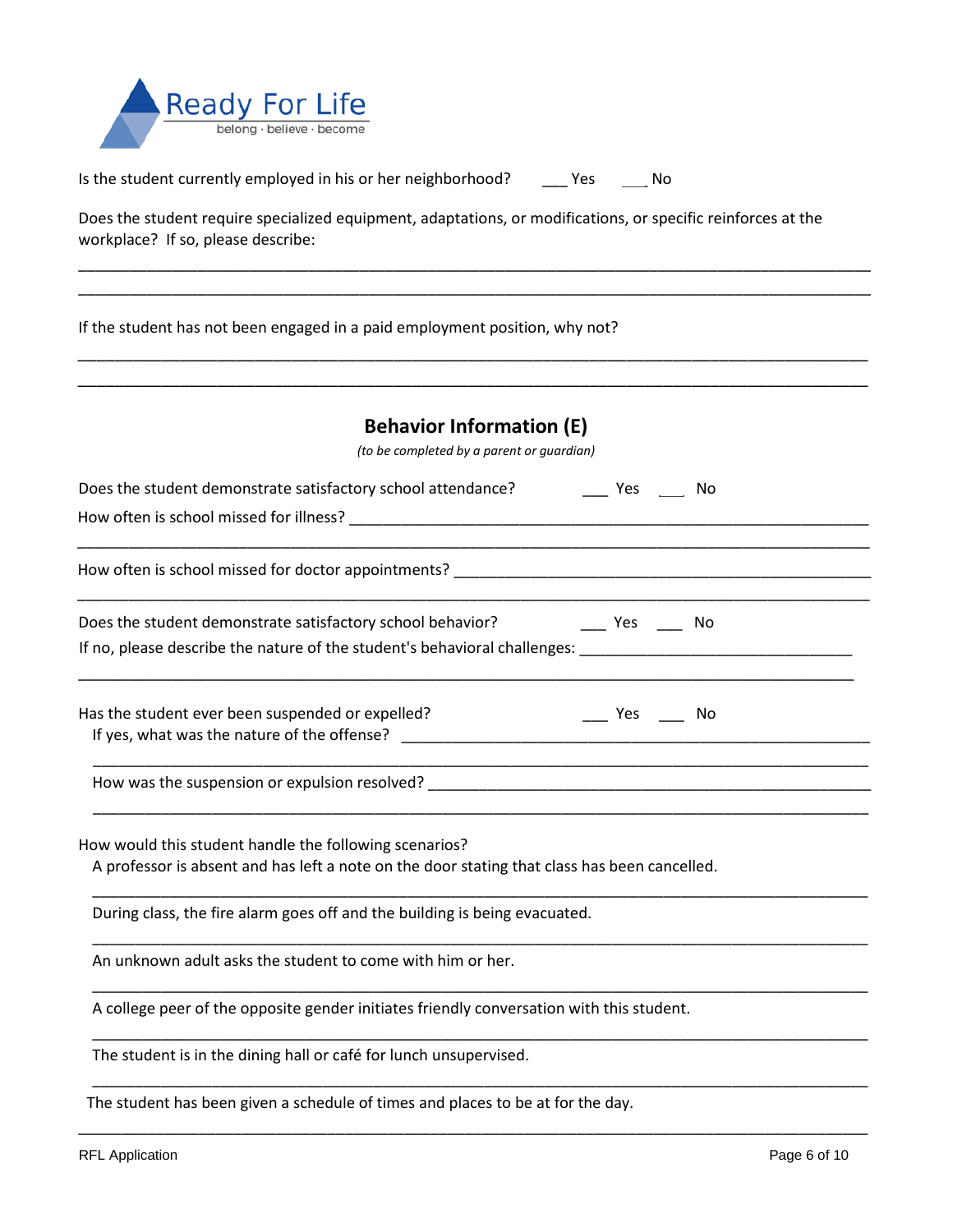Is the student currently employed in his or her neighborhood? ___ Yes ___ No

Does the student require specialized equipment, adaptations, or modifications, or specific reinforces at the workplace? If so, please describe:

______________________________________________________________________________________

______________________________________________________________________________________

If the student has not been engaged in a paid employment position, why not?

______________________________________________________________________________________

______________________________________________________________________________________

## Behavior Information (E)

*(to be completed by a parent or guardian)*

Does the student demonstrate satisfactory school attendance? ___ Yes ___ No

How often is school missed for illness? ______________________________________________

______________________________________________________________________________________

How often is school missed for doctor appointments? _________________________________

______________________________________________________________________________________

Does the student demonstrate satisfactory school behavior? ___ Yes ___ No

If no, please describe the nature of the student's behavioral challenges: _______________________

______________________________________________________________________________________

Has the student ever been suspended or expelled? ___ Yes ___ No

If yes, what was the nature of the offense? ____________________________________________

______________________________________________________________________________________

How was the suspension or expulsion resolved? _________________________________________

______________________________________________________________________________________

How would this student handle the following scenarios?

A professor is absent and has left a note on the door stating that class has been cancelled.

______________________________________________________________________________________

During class, the fire alarm goes off and the building is being evacuated.

______________________________________________________________________________________

An unknown adult asks the student to come with him or her.

______________________________________________________________________________________

A college peer of the opposite gender initiates friendly conversation with this student.

______________________________________________________________________________________

The student is in the dining hall or café for lunch unsupervised.

______________________________________________________________________________________

The student has been given a schedule of times and places to be at for the day.

______________________________________________________________________________________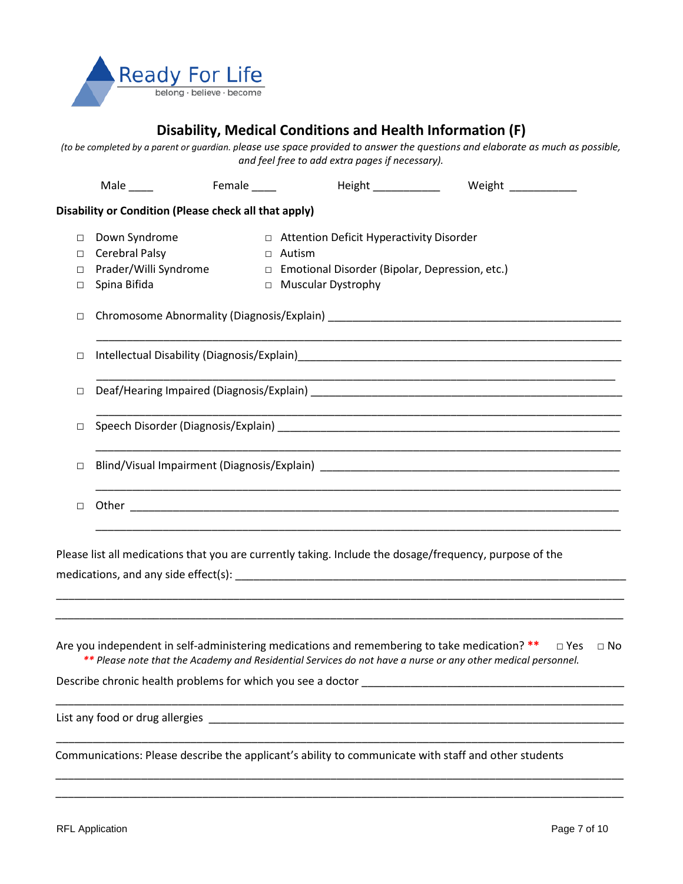Ready For Life
belong · believe · become

## Disability, Medical Conditions and Health Information (F)

*(to be completed by a parent or guardian. please use space provided to answer the questions and elaborate as much as possible, and feel free to add extra pages if necessary).*

Male ____ Female ____ Height ___________ Weight ___________

**Disability or Condition (Please check all that apply)**

- □ Down Syndrome
- □ Cerebral Palsy
- □ Prader/Willi Syndrome
- □ Spina Bifida
- □ Attention Deficit Hyperactivity Disorder
- □ Autism
- □ Emotional Disorder (Bipolar, Depression, etc.)
- □ Muscular Dystrophy

□ Chromosome Abnormality (Diagnosis/Explain) _______________________________________________

_______________________________________________________________________________

□ Intellectual Disability (Diagnosis/Explain)____________________________________________________

_______________________________________________________________________________

□ Deaf/Hearing Impaired (Diagnosis/Explain) ___________________________________________________

_______________________________________________________________________________

□ Speech Disorder (Diagnosis/Explain) _______________________________________________________

_______________________________________________________________________________

□ Blind/Visual Impairment (Diagnosis/Explain) _________________________________________________

_______________________________________________________________________________

□ Other ______________________________________________________________________________

_______________________________________________________________________________

Please list all medications that you are currently taking. Include the dosage/frequency, purpose of the medications, and any side effect(s): ____________________________________________________________

_______________________________________________________________________________

_______________________________________________________________________________

Are you independent in self-administering medications and remembering to take medication? ** □ Yes □ No

*** Please note that the Academy and Residential Services do not have a nurse or any other medical personnel.*

Describe chronic health problems for which you see a doctor ___________________________________________

_______________________________________________________________________________

List any food or drug allergies _________________________________________________________________

_______________________________________________________________________________

Communications: Please describe the applicant's ability to communicate with staff and other students

_______________________________________________________________________________

_______________________________________________________________________________

RFL Application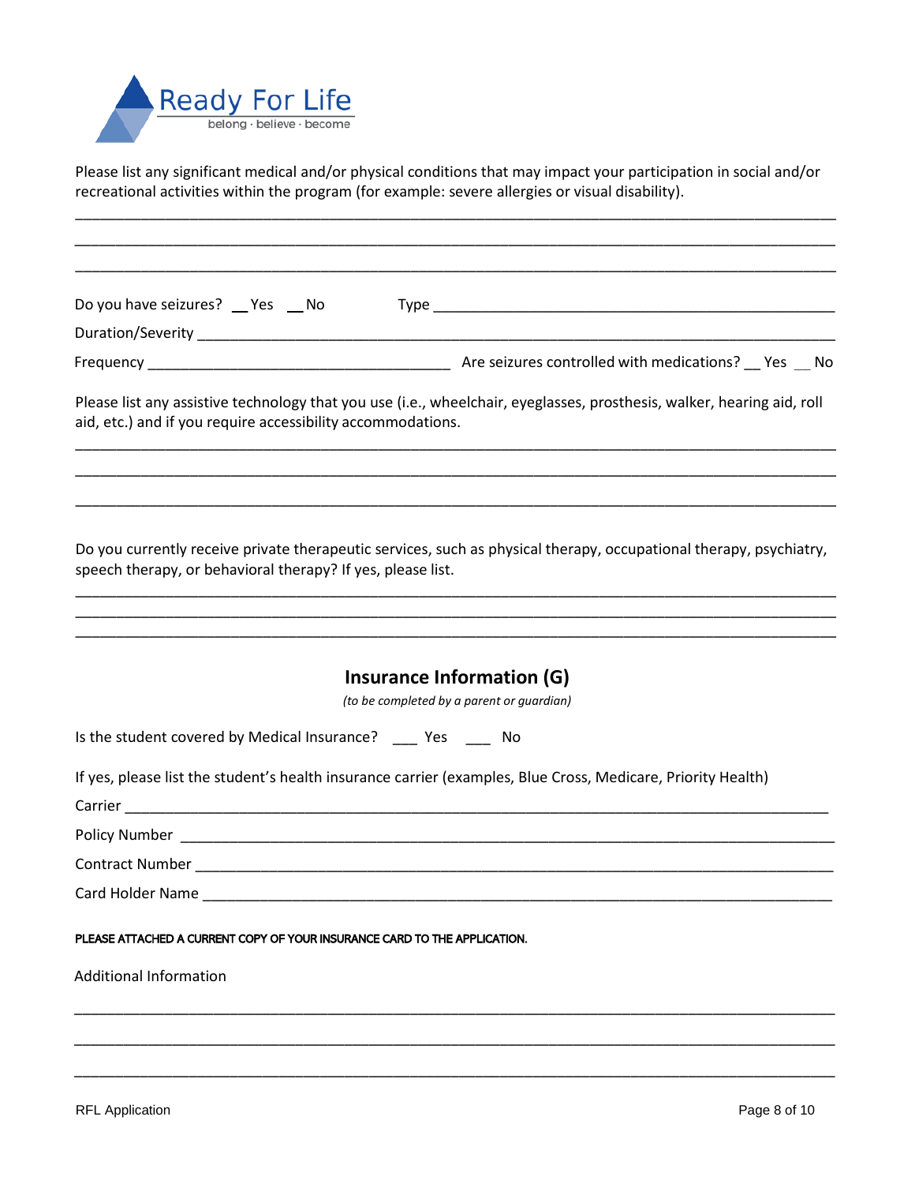Ready For Life
belong · believe · become

Please list any significant medical and/or physical conditions that may impact your participation in social and/or recreational activities within the program (for example: severe allergies or visual disability).

______________________________________________________________________________________

______________________________________________________________________________________

______________________________________________________________________________________

Do you have seizures? __ Yes __ No Type ____________________________________________

Duration/Severity ______________________________________________________________________

Frequency ____________________________________ Are seizures controlled with medications? __ Yes __ No

Please list any assistive technology that you use (i.e., wheelchair, eyeglasses, prosthesis, walker, hearing aid, roll aid, etc.) and if you require accessibility accommodations.

______________________________________________________________________________________

______________________________________________________________________________________

______________________________________________________________________________________

Do you currently receive private therapeutic services, such as physical therapy, occupational therapy, psychiatry, speech therapy, or behavioral therapy? If yes, please list.

______________________________________________________________________________________

______________________________________________________________________________________

______________________________________________________________________________________

## Insurance Information (G)

*(to be completed by a parent or guardian)*

Is the student covered by Medical Insurance? ___ Yes ___ No

If yes, please list the student's health insurance carrier (examples, Blue Cross, Medicare, Priority Health)

Carrier ________________________________________________________________________________

Policy Number __________________________________________________________________________

Contract Number ________________________________________________________________________

Card Holder Name _______________________________________________________________________

PLEASE ATTACHED A CURRENT COPY OF YOUR INSURANCE CARD TO THE APPLICATION.

Additional Information

______________________________________________________________________________________

______________________________________________________________________________________

______________________________________________________________________________________

RFL Application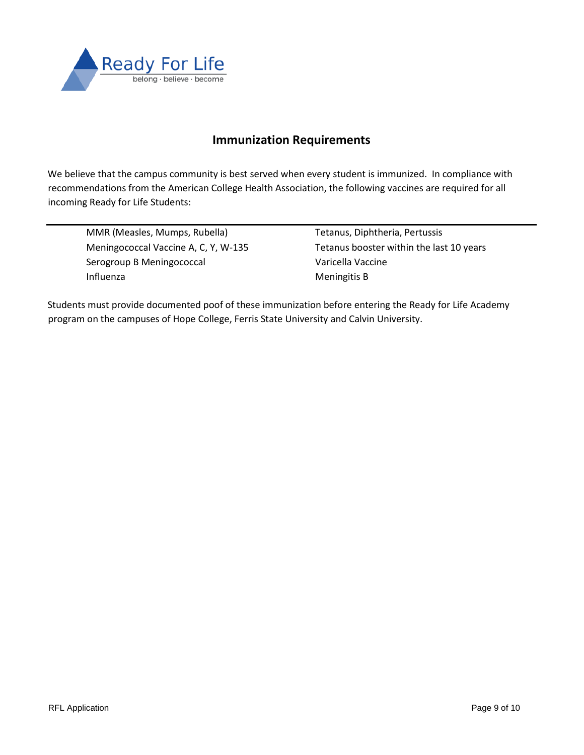Ready For Life
belong · believe · become

## Immunization Requirements

We believe that the campus community is best served when every student is immunized. In compliance with recommendations from the American College Health Association, the following vaccines are required for all incoming Ready for Life Students:

| | |
|---|---|
| MMR (Measles, Mumps, Rubella) | Tetanus, Diphtheria, Pertussis |
| Meningococcal Vaccine A, C, Y, W-135 | Tetanus booster within the last 10 years |
| Serogroup B Meningococcal | Varicella Vaccine |
| Influenza | Meningitis B |

Students must provide documented poof of these immunization before entering the Ready for Life Academy program on the campuses of Hope College, Ferris State University and Calvin University.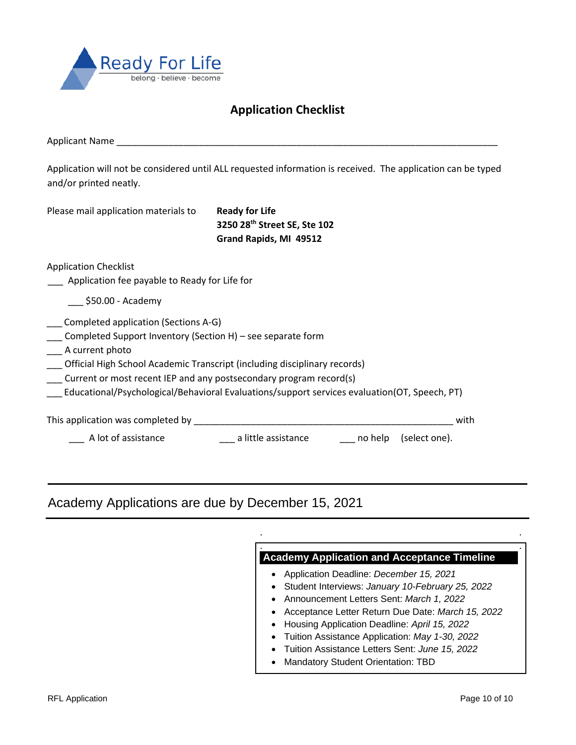Ready For Life
belong · believe · become

## Application Checklist

Applicant Name ___________________________________________________________________________

Application will not be considered until ALL requested information is received. The application can be typed and/or printed neatly.

Please mail application materials to

**Ready for Life**
**3250 28th Street SE, Ste 102**
**Grand Rapids, MI 49512**

Application Checklist

___ Application fee payable to Ready for Life for

 ___ $50.00 - Academy

___ Completed application (Sections A-G)
___ Completed Support Inventory (Section H) – see separate form
___ A current photo
___ Official High School Academic Transcript (including disciplinary records)
___ Current or most recent IEP and any postsecondary program record(s)
___ Educational/Psychological/Behavioral Evaluations/support services evaluation(OT, Speech, PT)

This application was completed by _____________________________________________________ with

___ A lot of assistance ___ a little assistance ___ no help (select one).

---

## Academy Applications are due by December 15, 2021

---

**Academy Application and Acceptance Timeline**

- Application Deadline: *December 15, 2021*
- Student Interviews: *January 10-February 25, 2022*
- Announcement Letters Sent: *March 1, 2022*
- Acceptance Letter Return Due Date: *March 15, 2022*
- Housing Application Deadline: *April 15, 2022*
- Tuition Assistance Application: *May 1-30, 2022*
- Tuition Assistance Letters Sent: *June 15, 2022*
- Mandatory Student Orientation: TBD